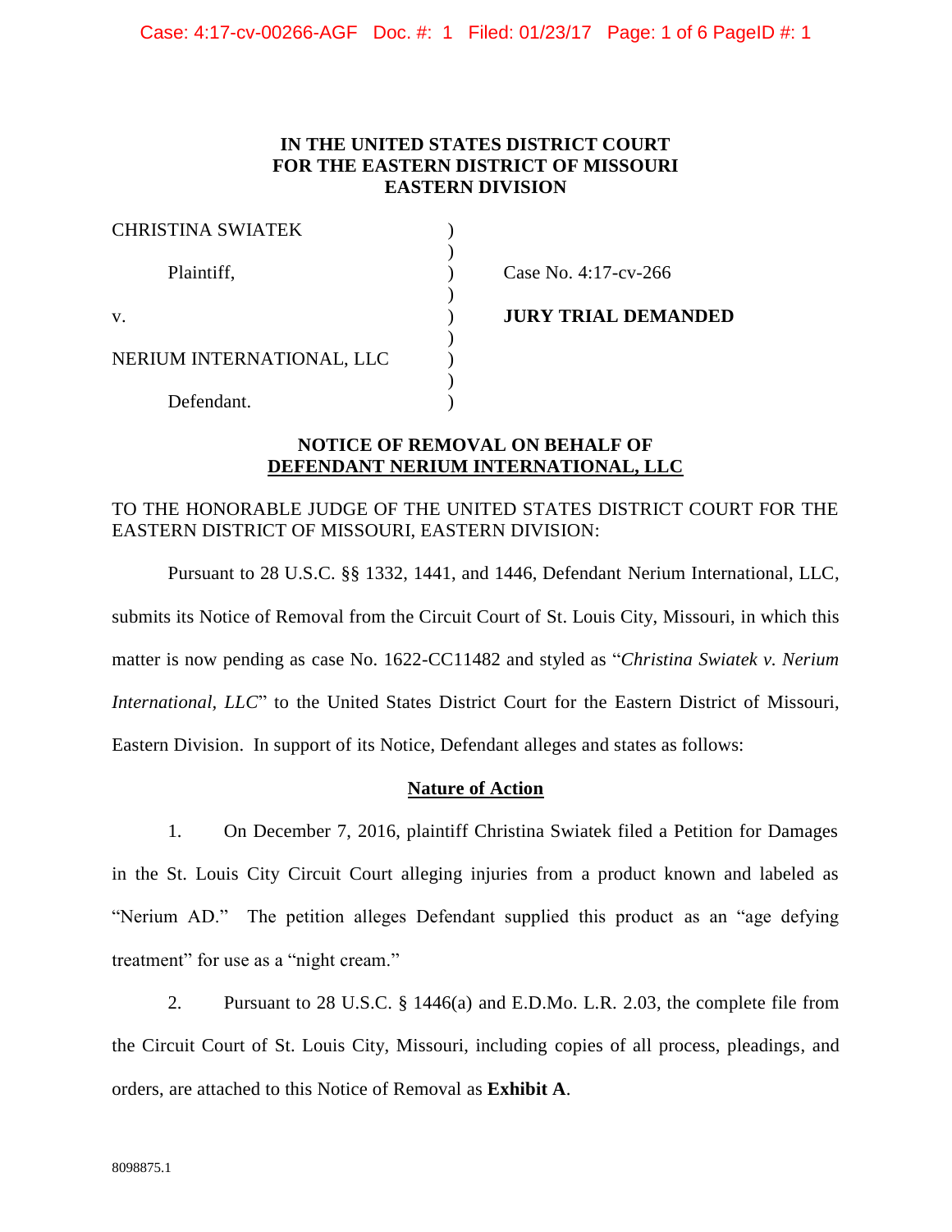**IN THE UNITED STATES DISTRICT COURT**
**FOR THE EASTERN DISTRICT OF MISSOURI**
**EASTERN DIVISION**

| | | |
|---|---|---|
| CHRISTINA SWIATEK | ) | |
| | ) | |
| Plaintiff, | ) | Case No. 4:17-cv-266 |
| | ) | |
| v. | ) | **JURY TRIAL DEMANDED** |
| | ) | |
| NERIUM INTERNATIONAL, LLC | ) | |
| | ) | |
| Defendant. | ) | |

## NOTICE OF REMOVAL ON BEHALF OF DEFENDANT NERIUM INTERNATIONAL, LLC

TO THE HONORABLE JUDGE OF THE UNITED STATES DISTRICT COURT FOR THE EASTERN DISTRICT OF MISSOURI, EASTERN DIVISION:

Pursuant to 28 U.S.C. §§ 1332, 1441, and 1446, Defendant Nerium International, LLC, submits its Notice of Removal from the Circuit Court of St. Louis City, Missouri, in which this matter is now pending as case No. 1622-CC11482 and styled as "*Christina Swiatek v. Nerium International, LLC*" to the United States District Court for the Eastern District of Missouri, Eastern Division. In support of its Notice, Defendant alleges and states as follows:

### Nature of Action

1. On December 7, 2016, plaintiff Christina Swiatek filed a Petition for Damages in the St. Louis City Circuit Court alleging injuries from a product known and labeled as "Nerium AD." The petition alleges Defendant supplied this product as an "age defying treatment" for use as a "night cream."

2. Pursuant to 28 U.S.C. § 1446(a) and E.D.Mo. L.R. 2.03, the complete file from the Circuit Court of St. Louis City, Missouri, including copies of all process, pleadings, and orders, are attached to this Notice of Removal as **Exhibit A**.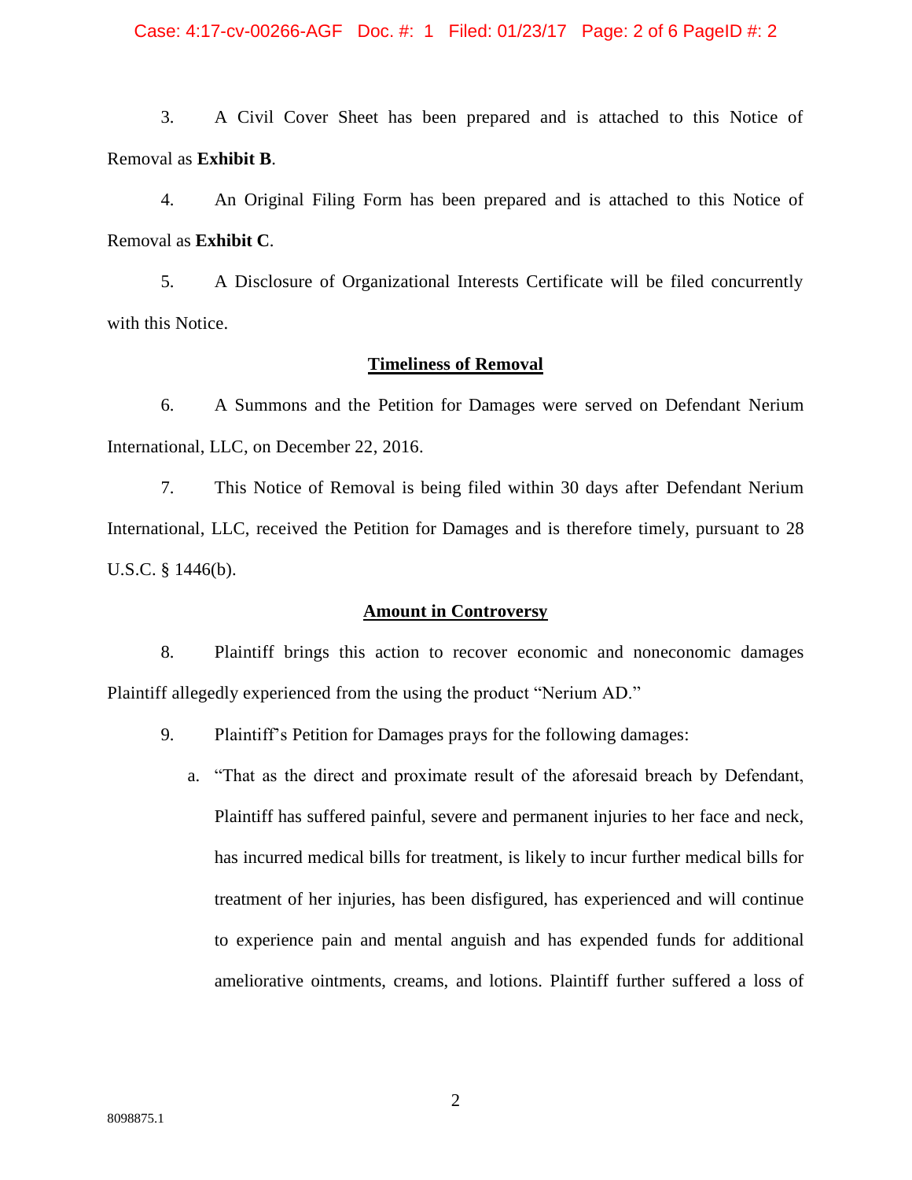3. A Civil Cover Sheet has been prepared and is attached to this Notice of Removal as **Exhibit B**.

4. An Original Filing Form has been prepared and is attached to this Notice of Removal as **Exhibit C**.

5. A Disclosure of Organizational Interests Certificate will be filed concurrently with this Notice.

**Timeliness of Removal**

6. A Summons and the Petition for Damages were served on Defendant Nerium International, LLC, on December 22, 2016.

7. This Notice of Removal is being filed within 30 days after Defendant Nerium International, LLC, received the Petition for Damages and is therefore timely, pursuant to 28 U.S.C. § 1446(b).

**Amount in Controversy**

8. Plaintiff brings this action to recover economic and noneconomic damages Plaintiff allegedly experienced from the using the product "Nerium AD."

9. Plaintiff's Petition for Damages prays for the following damages:

   a. "That as the direct and proximate result of the aforesaid breach by Defendant, Plaintiff has suffered painful, severe and permanent injuries to her face and neck, has incurred medical bills for treatment, is likely to incur further medical bills for treatment of her injuries, has been disfigured, has experienced and will continue to experience pain and mental anguish and has expended funds for additional ameliorative ointments, creams, and lotions. Plaintiff further suffered a loss of

8098875.1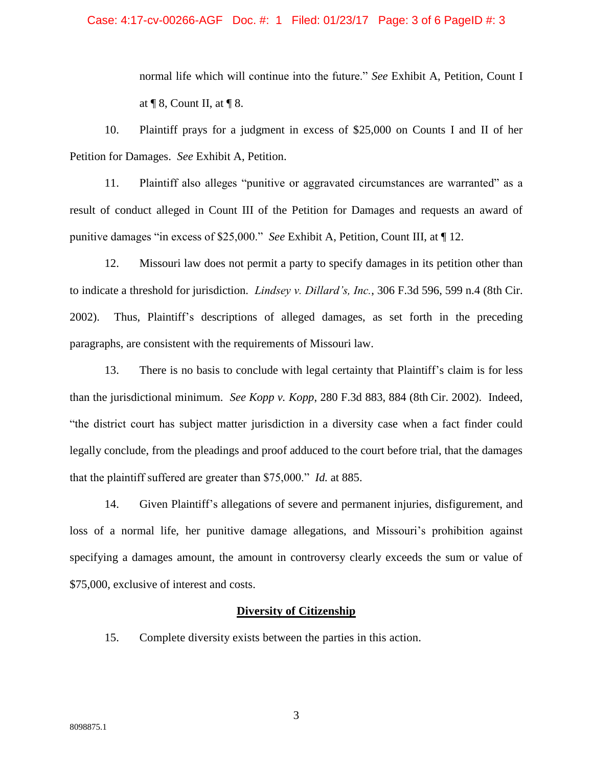normal life which will continue into the future." *See* Exhibit A, Petition, Count I at ¶ 8, Count II, at ¶ 8.

10. Plaintiff prays for a judgment in excess of $25,000 on Counts I and II of her Petition for Damages. *See* Exhibit A, Petition.

11. Plaintiff also alleges "punitive or aggravated circumstances are warranted" as a result of conduct alleged in Count III of the Petition for Damages and requests an award of punitive damages "in excess of $25,000." *See* Exhibit A, Petition, Count III, at ¶ 12.

12. Missouri law does not permit a party to specify damages in its petition other than to indicate a threshold for jurisdiction. *Lindsey v. Dillard's, Inc.*, 306 F.3d 596, 599 n.4 (8th Cir. 2002). Thus, Plaintiff's descriptions of alleged damages, as set forth in the preceding paragraphs, are consistent with the requirements of Missouri law.

13. There is no basis to conclude with legal certainty that Plaintiff's claim is for less than the jurisdictional minimum. *See Kopp v. Kopp*, 280 F.3d 883, 884 (8th Cir. 2002). Indeed, "the district court has subject matter jurisdiction in a diversity case when a fact finder could legally conclude, from the pleadings and proof adduced to the court before trial, that the damages that the plaintiff suffered are greater than $75,000." *Id.* at 885.

14. Given Plaintiff's allegations of severe and permanent injuries, disfigurement, and loss of a normal life, her punitive damage allegations, and Missouri's prohibition against specifying a damages amount, the amount in controversy clearly exceeds the sum or value of $75,000, exclusive of interest and costs.

## **Diversity of Citizenship**

15. Complete diversity exists between the parties in this action.

8098875.1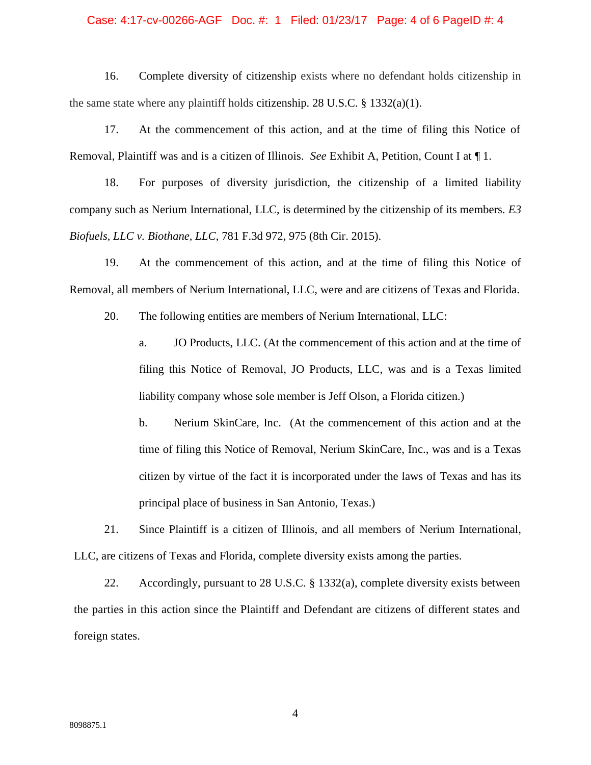16. Complete diversity of citizenship exists where no defendant holds citizenship in the same state where any plaintiff holds citizenship. 28 U.S.C. § 1332(a)(1).

17. At the commencement of this action, and at the time of filing this Notice of Removal, Plaintiff was and is a citizen of Illinois. *See* Exhibit A, Petition, Count I at ¶ 1.

18. For purposes of diversity jurisdiction, the citizenship of a limited liability company such as Nerium International, LLC, is determined by the citizenship of its members. *E3 Biofuels, LLC v. Biothane, LLC*, 781 F.3d 972, 975 (8th Cir. 2015).

19. At the commencement of this action, and at the time of filing this Notice of Removal, all members of Nerium International, LLC, were and are citizens of Texas and Florida.

20. The following entities are members of Nerium International, LLC:

   a. JO Products, LLC. (At the commencement of this action and at the time of filing this Notice of Removal, JO Products, LLC, was and is a Texas limited liability company whose sole member is Jeff Olson, a Florida citizen.)

   b. Nerium SkinCare, Inc. (At the commencement of this action and at the time of filing this Notice of Removal, Nerium SkinCare, Inc., was and is a Texas citizen by virtue of the fact it is incorporated under the laws of Texas and has its principal place of business in San Antonio, Texas.)

21. Since Plaintiff is a citizen of Illinois, and all members of Nerium International, LLC, are citizens of Texas and Florida, complete diversity exists among the parties.

22. Accordingly, pursuant to 28 U.S.C. § 1332(a), complete diversity exists between the parties in this action since the Plaintiff and Defendant are citizens of different states and foreign states.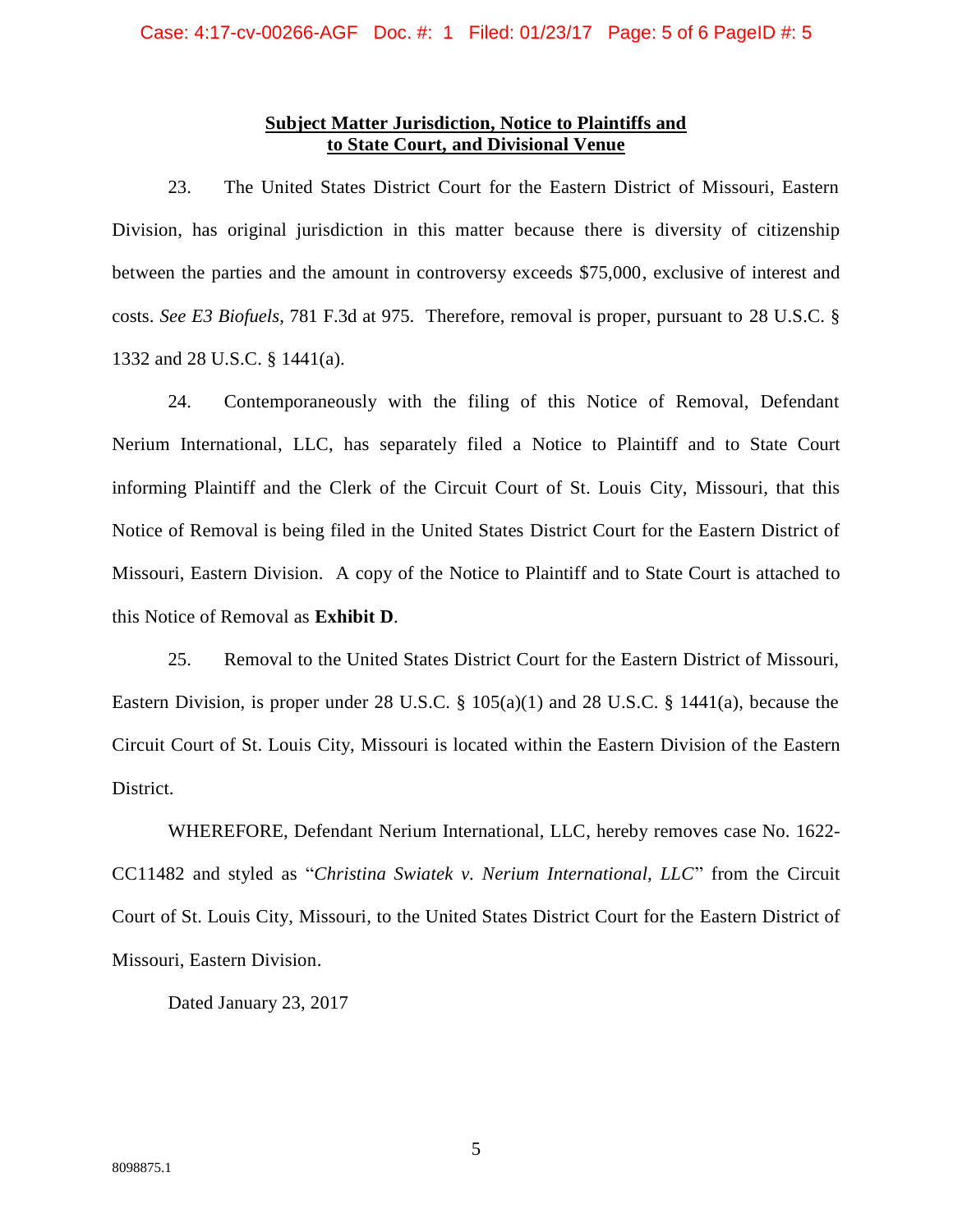**Subject Matter Jurisdiction, Notice to Plaintiffs and to State Court, and Divisional Venue**

23. The United States District Court for the Eastern District of Missouri, Eastern Division, has original jurisdiction in this matter because there is diversity of citizenship between the parties and the amount in controversy exceeds $75,000, exclusive of interest and costs. *See E3 Biofuels*, 781 F.3d at 975. Therefore, removal is proper, pursuant to 28 U.S.C. § 1332 and 28 U.S.C. § 1441(a).

24. Contemporaneously with the filing of this Notice of Removal, Defendant Nerium International, LLC, has separately filed a Notice to Plaintiff and to State Court informing Plaintiff and the Clerk of the Circuit Court of St. Louis City, Missouri, that this Notice of Removal is being filed in the United States District Court for the Eastern District of Missouri, Eastern Division. A copy of the Notice to Plaintiff and to State Court is attached to this Notice of Removal as **Exhibit D**.

25. Removal to the United States District Court for the Eastern District of Missouri, Eastern Division, is proper under 28 U.S.C. § 105(a)(1) and 28 U.S.C. § 1441(a), because the Circuit Court of St. Louis City, Missouri is located within the Eastern Division of the Eastern District.

WHEREFORE, Defendant Nerium International, LLC, hereby removes case No. 1622-CC11482 and styled as "*Christina Swiatek v. Nerium International, LLC*" from the Circuit Court of St. Louis City, Missouri, to the United States District Court for the Eastern District of Missouri, Eastern Division.

Dated January 23, 2017

8098875.1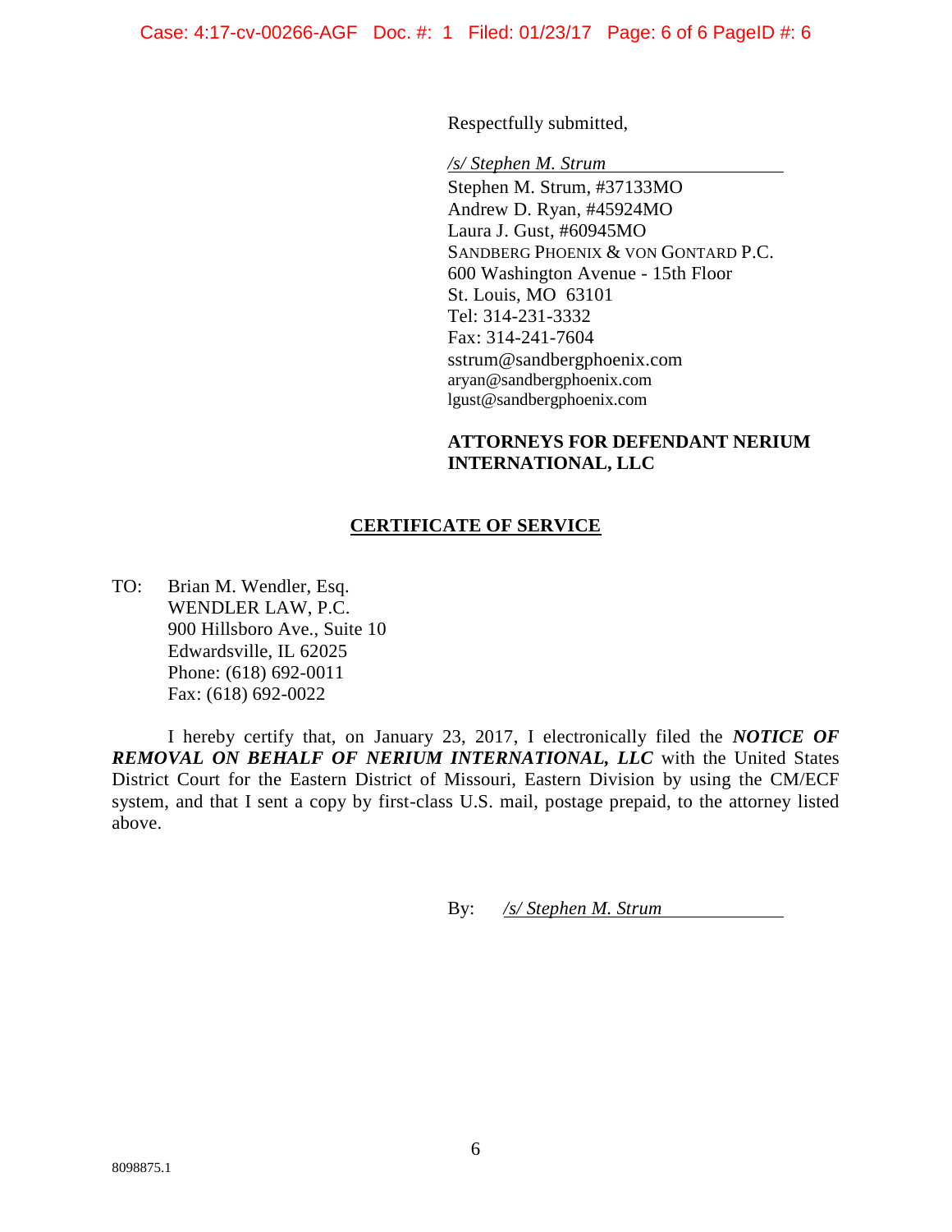Respectfully submitted,

*/s/ Stephen M. Strum*

Stephen M. Strum, #37133MO
Andrew D. Ryan, #45924MO
Laura J. Gust, #60945MO
SANDBERG PHOENIX & VON GONTARD P.C.
600 Washington Avenue - 15th Floor
St. Louis, MO 63101
Tel: 314-231-3332
Fax: 314-241-7604
sstrum@sandbergphoenix.com
aryan@sandbergphoenix.com
lgust@sandbergphoenix.com

**ATTORNEYS FOR DEFENDANT NERIUM INTERNATIONAL, LLC**

## CERTIFICATE OF SERVICE

TO: Brian M. Wendler, Esq.
WENDLER LAW, P.C.
900 Hillsboro Ave., Suite 10
Edwardsville, IL 62025
Phone: (618) 692-0011
Fax: (618) 692-0022

I hereby certify that, on January 23, 2017, I electronically filed the ***NOTICE OF REMOVAL ON BEHALF OF NERIUM INTERNATIONAL, LLC*** with the United States District Court for the Eastern District of Missouri, Eastern Division by using the CM/ECF system, and that I sent a copy by first-class U.S. mail, postage prepaid, to the attorney listed above.

By: */s/ Stephen M. Strum*

8098875.1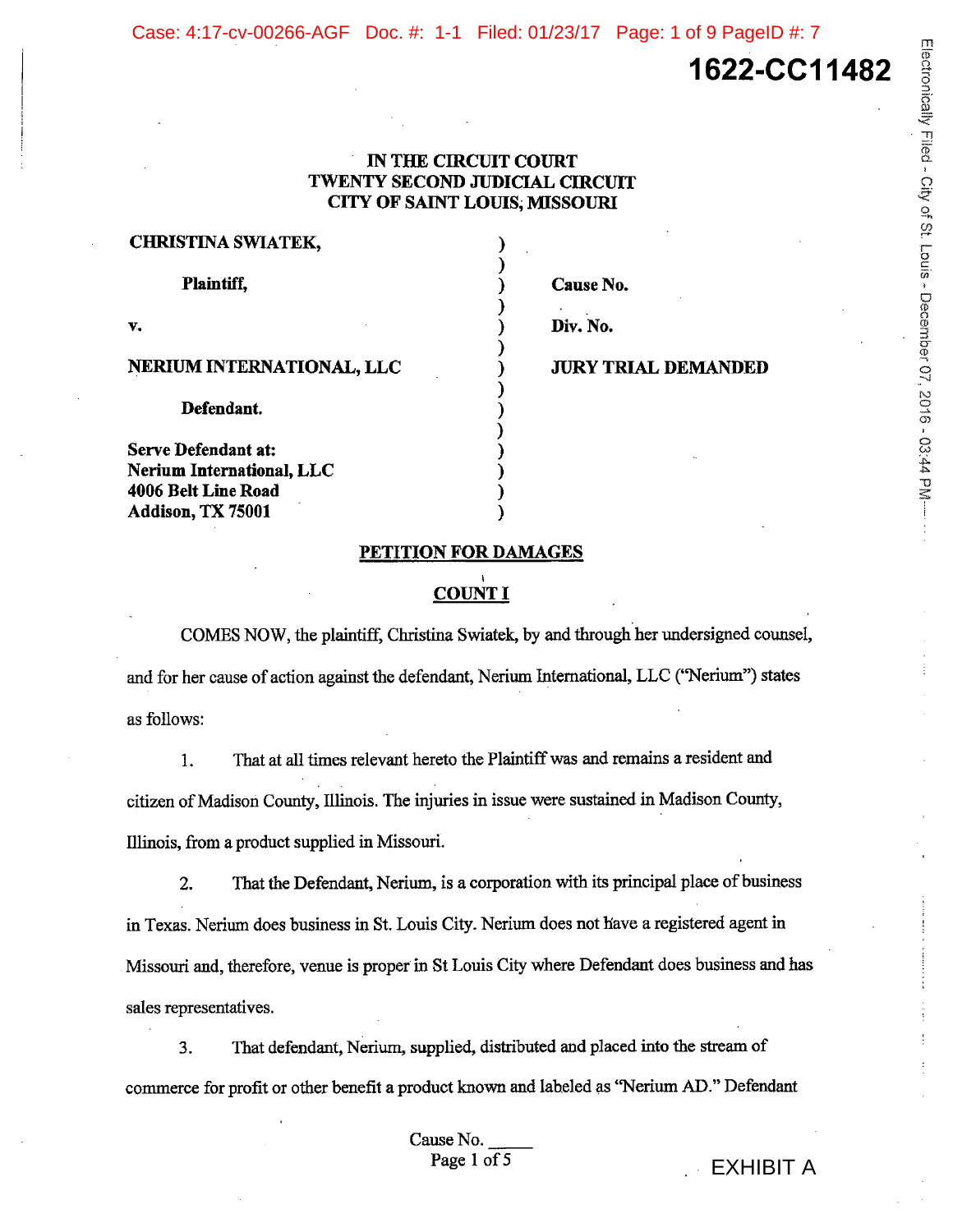1622-CC11482

**IN THE CIRCUIT COURT**
**TWENTY SECOND JUDICIAL CIRCUIT**
**CITY OF SAINT LOUIS, MISSOURI**

| | | |
|---|---|---|
| **CHRISTINA SWIATEK,** | ) | |
| **Plaintiff,** | ) | **Cause No.** |
| **v.** | ) | **Div. No.** |
| **NERIUM INTERNATIONAL, LLC** | ) | **JURY TRIAL DEMANDED** |
| **Defendant.** | ) | |
| **Serve Defendant at:** **Nerium International, LLC** **4006 Belt Line Road** **Addison, TX 75001** | ) | |

**PETITION FOR DAMAGES**

**COUNT I**

COMES NOW, the plaintiff, Christina Swiatek, by and through her undersigned counsel, and for her cause of action against the defendant, Nerium International, LLC ("Nerium") states as follows:

1. That at all times relevant hereto the Plaintiff was and remains a resident and citizen of Madison County, Illinois. The injuries in issue were sustained in Madison County, Illinois, from a product supplied in Missouri.

2. That the Defendant, Nerium, is a corporation with its principal place of business in Texas. Nerium does business in St. Louis City. Nerium does not have a registered agent in Missouri and, therefore, venue is proper in St Louis City where Defendant does business and has sales representatives.

3. That defendant, Nerium, supplied, distributed and placed into the stream of commerce for profit or other benefit a product known and labeled as "Nerium AD." Defendant

Cause No. _____

EXHIBIT A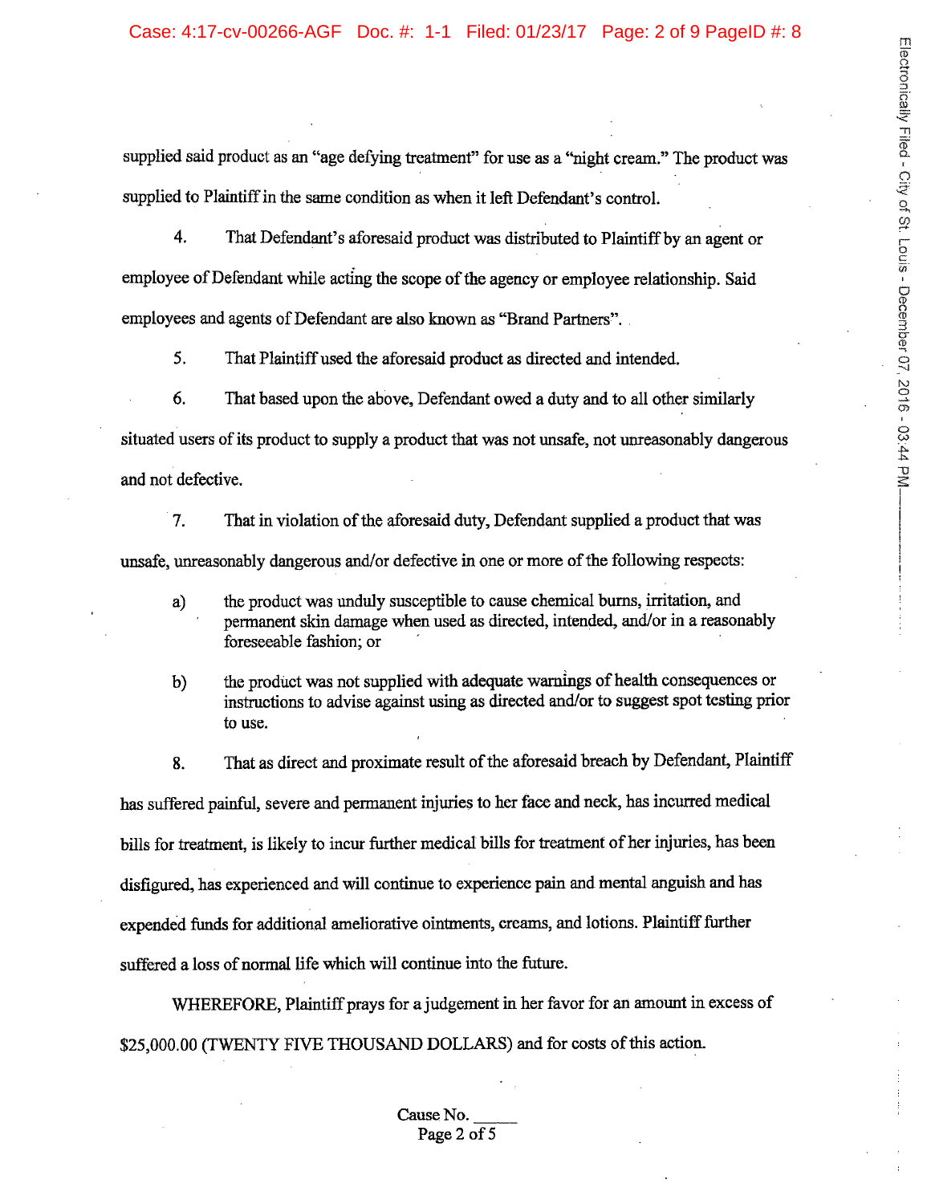supplied said product as an "age defying treatment" for use as a "night cream." The product was supplied to Plaintiff in the same condition as when it left Defendant's control.

4. That Defendant's aforesaid product was distributed to Plaintiff by an agent or employee of Defendant while acting the scope of the agency or employee relationship. Said employees and agents of Defendant are also known as "Brand Partners".

5. That Plaintiff used the aforesaid product as directed and intended.

6. That based upon the above, Defendant owed a duty and to all other similarly situated users of its product to supply a product that was not unsafe, not unreasonably dangerous and not defective.

7. That in violation of the aforesaid duty, Defendant supplied a product that was unsafe, unreasonably dangerous and/or defective in one or more of the following respects:

a) the product was unduly susceptible to cause chemical burns, irritation, and permanent skin damage when used as directed, intended, and/or in a reasonably foreseeable fashion; or

b) the product was not supplied with adequate warnings of health consequences or instructions to advise against using as directed and/or to suggest spot testing prior to use.

8. That as direct and proximate result of the aforesaid breach by Defendant, Plaintiff has suffered painful, severe and permanent injuries to her face and neck, has incurred medical bills for treatment, is likely to incur further medical bills for treatment of her injuries, has been disfigured, has experienced and will continue to experience pain and mental anguish and has expended funds for additional ameliorative ointments, creams, and lotions. Plaintiff further suffered a loss of normal life which will continue into the future.

WHEREFORE, Plaintiff prays for a judgement in her favor for an amount in excess of $25,000.00 (TWENTY FIVE THOUSAND DOLLARS) and for costs of this action.

Cause No. _____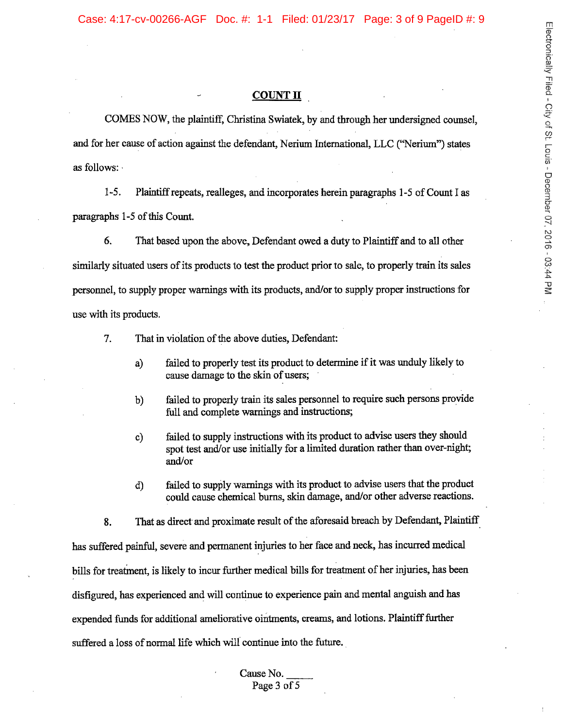## COUNT II

COMES NOW, the plaintiff, Christina Swiatek, by and through her undersigned counsel, and for her cause of action against the defendant, Nerium International, LLC ("Nerium") states as follows:

1-5. Plaintiff repeats, realleges, and incorporates herein paragraphs 1-5 of Count I as paragraphs 1-5 of this Count.

6. That based upon the above, Defendant owed a duty to Plaintiff and to all other similarly situated users of its products to test the product prior to sale, to properly train its sales personnel, to supply proper warnings with its products, and/or to supply proper instructions for use with its products.

7. That in violation of the above duties, Defendant:

a) failed to properly test its product to determine if it was unduly likely to cause damage to the skin of users;

b) failed to properly train its sales personnel to require such persons provide full and complete warnings and instructions;

c) failed to supply instructions with its product to advise users they should spot test and/or use initially for a limited duration rather than over-night; and/or

d) failed to supply warnings with its product to advise users that the product could cause chemical burns, skin damage, and/or other adverse reactions.

8. That as direct and proximate result of the aforesaid breach by Defendant, Plaintiff has suffered painful, severe and permanent injuries to her face and neck, has incurred medical bills for treatment, is likely to incur further medical bills for treatment of her injuries, has been disfigured, has experienced and will continue to experience pain and mental anguish and has expended funds for additional ameliorative ointments, creams, and lotions. Plaintiff further suffered a loss of normal life which will continue into the future.

Cause No. _____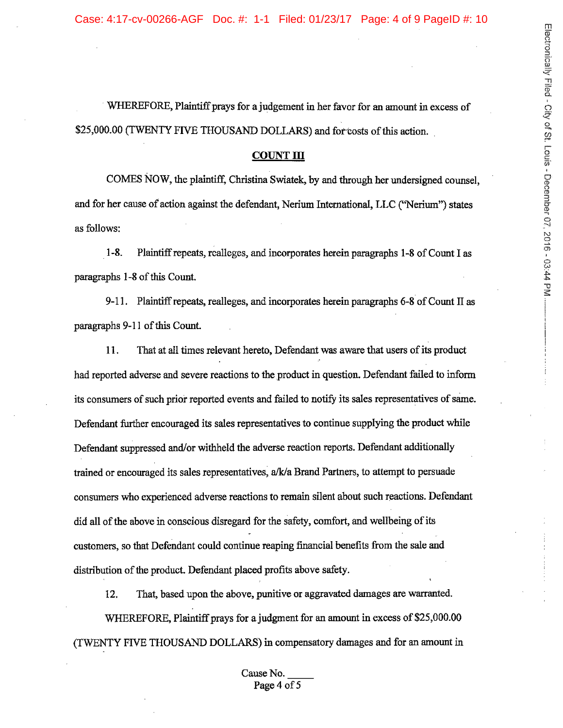WHEREFORE, Plaintiff prays for a judgement in her favor for an amount in excess of $25,000.00 (TWENTY FIVE THOUSAND DOLLARS) and for costs of this action.

## COUNT III

COMES NOW, the plaintiff, Christina Swiatek, by and through her undersigned counsel, and for her cause of action against the defendant, Nerium International, LLC ("Nerium") states as follows:

1-8. Plaintiff repeats, realleges, and incorporates herein paragraphs 1-8 of Count I as paragraphs 1-8 of this Count.

9-11. Plaintiff repeats, realleges, and incorporates herein paragraphs 6-8 of Count II as paragraphs 9-11 of this Count.

11. That at all times relevant hereto, Defendant was aware that users of its product had reported adverse and severe reactions to the product in question. Defendant failed to inform its consumers of such prior reported events and failed to notify its sales representatives of same. Defendant further encouraged its sales representatives to continue supplying the product while Defendant suppressed and/or withheld the adverse reaction reports. Defendant additionally trained or encouraged its sales representatives, a/k/a Brand Partners, to attempt to persuade consumers who experienced adverse reactions to remain silent about such reactions. Defendant did all of the above in conscious disregard for the safety, comfort, and wellbeing of its customers, so that Defendant could continue reaping financial benefits from the sale and distribution of the product. Defendant placed profits above safety.

12. That, based upon the above, punitive or aggravated damages are warranted.

WHEREFORE, Plaintiff prays for a judgment for an amount in excess of $25,000.00 (TWENTY FIVE THOUSAND DOLLARS) in compensatory damages and for an amount in

Cause No. _____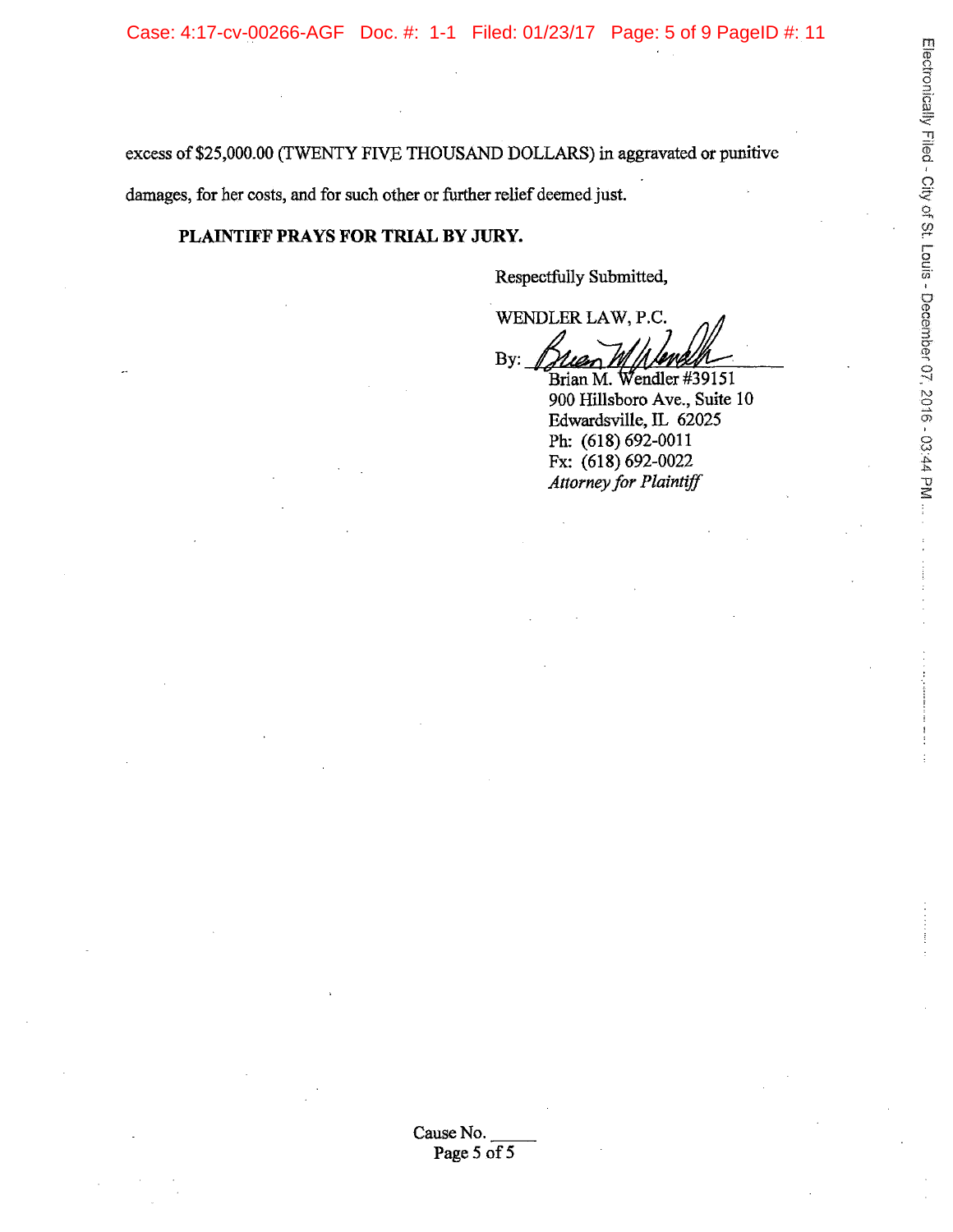excess of $25,000.00 (TWENTY FIVE THOUSAND DOLLARS) in aggravated or punitive damages, for her costs, and for such other or further relief deemed just.

**PLAINTIFF PRAYS FOR TRIAL BY JURY.**

Respectfully Submitted,

WENDLER LAW, P.C.

By: ______________________
Brian M. Wendler #39151
900 Hillsboro Ave., Suite 10
Edwardsville, IL 62025
Ph: (618) 692-0011
Fx: (618) 692-0022
*Attorney for Plaintiff*

Cause No. _____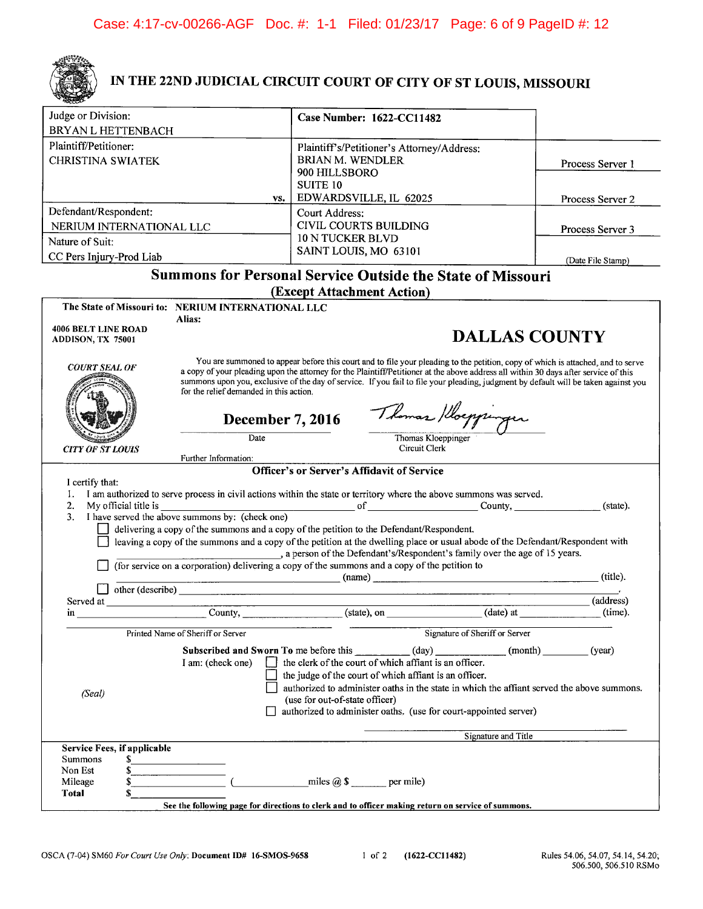# IN THE 22ND JUDICIAL CIRCUIT COURT OF CITY OF ST LOUIS, MISSOURI

| Judge or Division: BRYAN L HETTENBACH | Case Number: 1622-CC11482 | |
|---|---|---|
| Plaintiff/Petitioner: CHRISTINA SWIATEK | Plaintiff's/Petitioner's Attorney/Address: BRIAN M. WENDLER 900 HILLSBORO SUITE 10 EDWARDSVILLE, IL 62025 | Process Server 1 / Process Server 2 |
| vs. | | |
| Defendant/Respondent: NERIUM INTERNATIONAL LLC | Court Address: CIVIL COURTS BUILDING 10 N TUCKER BLVD SAINT LOUIS, MO 63101 | Process Server 3 |
| Nature of Suit: CC Pers Injury-Prod Liab | | (Date File Stamp) |

## Summons for Personal Service Outside the State of Missouri
### (Except Attachment Action)

The State of Missouri to: NERIUM INTERNATIONAL LLC
Alias:

4006 BELT LINE ROAD
ADDISON, TX 75001

**DALLAS COUNTY**

*COURT SEAL OF CITY OF ST LOUIS*

You are summoned to appear before this court and to file your pleading to the petition, copy of which is attached, and to serve a copy of your pleading upon the attorney for the Plaintiff/Petitioner at the above address all within 30 days after service of this summons upon you, exclusive of the day of service. If you fail to file your pleading, judgment by default will be taken against you for the relief demanded in this action.

**December 7, 2016**
Date

Thomas Kloeppinger
Circuit Clerk

Further Information:

### Officer's or Server's Affidavit of Service

I certify that:

1. I am authorized to serve process in civil actions within the state or territory where the above summons was served.
2. My official title is ______________________ of ______________________ County, ______________________ (state).
3. I have served the above summons by: (check one)
   - ☐ delivering a copy of the summons and a copy of the petition to the Defendant/Respondent.
   - ☐ leaving a copy of the summons and a copy of the petition at the dwelling place or usual abode of the Defendant/Respondent with ______________________, a person of the Defendant's/Respondent's family over the age of 15 years.
   - ☐ (for service on a corporation) delivering a copy of the summons and a copy of the petition to ______________________ (name) ______________________ (title).
   - ☐ other (describe) ______________________

Served at ______________________ (address)
in ______________________ County, ______________________ (state), on ______________________ (date) at ______________________ (time).

______________________ Printed Name of Sheriff or Server

______________________ Signature of Sheriff or Server

Subscribed and Sworn To me before this ________ (day) ________ (month) ________ (year)

I am: (check one)
- ☐ the clerk of the court of which affiant is an officer.
- ☐ the judge of the court of which affiant is an officer.
- ☐ authorized to administer oaths in the state in which the affiant served the above summons. (use for out-of-state officer)
- ☐ authorized to administer oaths. (use for court-appointed server)

*(Seal)*

______________________ Signature and Title

**Service Fees, if applicable**

| | |
|---|---|
| Summons | $______________ |
| Non Est | $______________ |
| Mileage | $______________ (______________ miles @ $ ________ per mile) |
| **Total** | $______________ |

**See the following page for directions to clerk and to officer making return on service of summons.**

OSCA (7-04) SM60 *For Court Use Only*: Document ID# 16-SMOS-9658 (1622-CC11482) Rules 54.06, 54.07, 54.14, 54.20; 506.500, 506.510 RSMo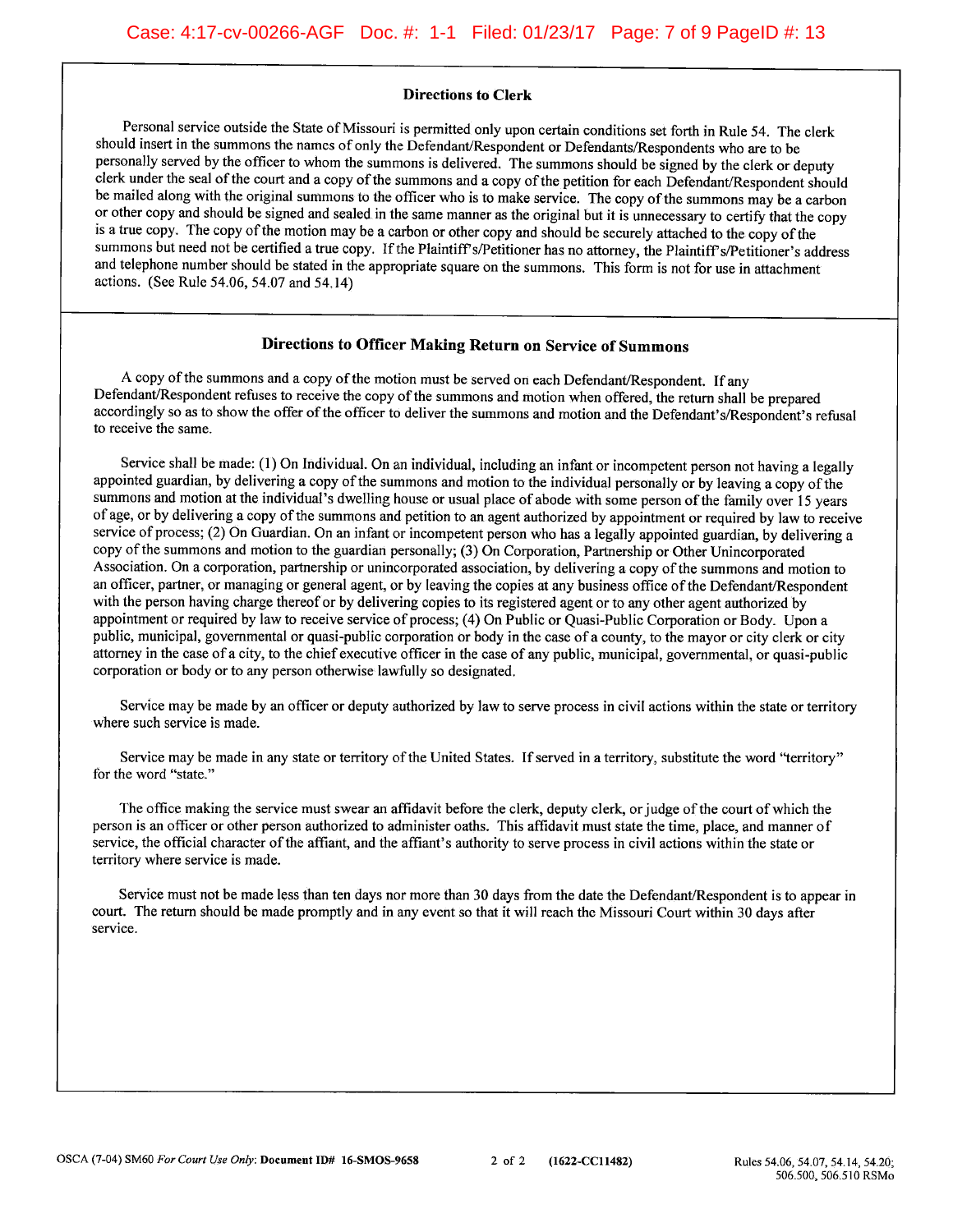## Directions to Clerk

Personal service outside the State of Missouri is permitted only upon certain conditions set forth in Rule 54. The clerk should insert in the summons the names of only the Defendant/Respondent or Defendants/Respondents who are to be personally served by the officer to whom the summons is delivered. The summons should be signed by the clerk or deputy clerk under the seal of the court and a copy of the summons and a copy of the petition for each Defendant/Respondent should be mailed along with the original summons to the officer who is to make service. The copy of the summons may be a carbon or other copy and should be signed and sealed in the same manner as the original but it is unnecessary to certify that the copy is a true copy. The copy of the motion may be a carbon or other copy and should be securely attached to the copy of the summons but need not be certified a true copy. If the Plaintiff's/Petitioner has no attorney, the Plaintiff's/Petitioner's address and telephone number should be stated in the appropriate square on the summons. This form is not for use in attachment actions. (See Rule 54.06, 54.07 and 54.14)

## Directions to Officer Making Return on Service of Summons

A copy of the summons and a copy of the motion must be served on each Defendant/Respondent. If any Defendant/Respondent refuses to receive the copy of the summons and motion when offered, the return shall be prepared accordingly so as to show the offer of the officer to deliver the summons and motion and the Defendant's/Respondent's refusal to receive the same.

Service shall be made: (1) On Individual. On an individual, including an infant or incompetent person not having a legally appointed guardian, by delivering a copy of the summons and motion to the individual personally or by leaving a copy of the summons and motion at the individual's dwelling house or usual place of abode with some person of the family over 15 years of age, or by delivering a copy of the summons and petition to an agent authorized by appointment or required by law to receive service of process; (2) On Guardian. On an infant or incompetent person who has a legally appointed guardian, by delivering a copy of the summons and motion to the guardian personally; (3) On Corporation, Partnership or Other Unincorporated Association. On a corporation, partnership or unincorporated association, by delivering a copy of the summons and motion to an officer, partner, or managing or general agent, or by leaving the copies at any business office of the Defendant/Respondent with the person having charge thereof or by delivering copies to its registered agent or to any other agent authorized by appointment or required by law to receive service of process; (4) On Public or Quasi-Public Corporation or Body. Upon a public, municipal, governmental or quasi-public corporation or body in the case of a county, to the mayor or city clerk or city attorney in the case of a city, to the chief executive officer in the case of any public, municipal, governmental, or quasi-public corporation or body or to any person otherwise lawfully so designated.

Service may be made by an officer or deputy authorized by law to serve process in civil actions within the state or territory where such service is made.

Service may be made in any state or territory of the United States. If served in a territory, substitute the word "territory" for the word "state."

The office making the service must swear an affidavit before the clerk, deputy clerk, or judge of the court of which the person is an officer or other person authorized to administer oaths. This affidavit must state the time, place, and manner of service, the official character of the affiant, and the affiant's authority to serve process in civil actions within the state or territory where service is made.

Service must not be made less than ten days nor more than 30 days from the date the Defendant/Respondent is to appear in court. The return should be made promptly and in any event so that it will reach the Missouri Court within 30 days after service.

OSCA (7-04) SM60 *For Court Use Only:* **Document ID# 16-SMOS-9658** (1622-CC11482) Rules 54.06, 54.07, 54.14, 54.20; 506.500, 506.510 RSMo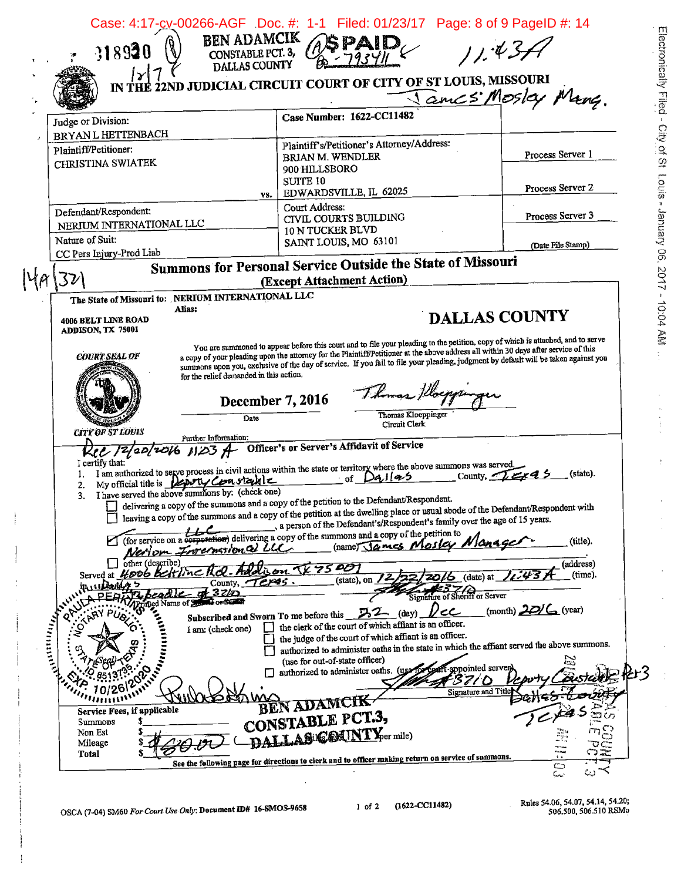BEN ADAMCIK
CONSTABLE PCT. 3,
DALLAS COUNTY

$ PAID
06-79341

11:43A

318930

12/7

IN THE 22ND JUDICIAL CIRCUIT COURT OF CITY OF ST LOUIS, MISSOURI

James Mosley Mang.

| Judge or Division: BRYAN L HETTENBACH | Case Number: 1622-CC11482 | |
|---|---|---|
| Plaintiff/Petitioner: CHRISTINA SWIATEK | Plaintiff's/Petitioner's Attorney/Address: BRIAN M. WENDLER, 900 HILLSBORO, SUITE 10, EDWARDSVILLE, IL 62025 | Process Server 1 / Process Server 2 |
| vs. | | |
| Defendant/Respondent: NERIUM INTERNATIONAL LLC | Court Address: CIVIL COURTS BUILDING, 10 N TUCKER BLVD, SAINT LOUIS, MO 63101 | Process Server 3 |
| Nature of Suit: CC Pers Injury-Prod Liab | | (Date File Stamp) |

14A 321

## Summons for Personal Service Outside the State of Missouri
### (Except Attachment Action)

The State of Missouri to: NERIUM INTERNATIONAL LLC
Alias:

4006 BELT LINE ROAD
ADDISON, TX 75001

**DALLAS COUNTY**

COURT SEAL OF CITY OF ST LOUIS

You are summoned to appear before this court and to file your pleading to the petition, copy of which is attached, and to serve a copy of your pleading upon the attorney for the Plaintiff/Petitioner at the above address all within 30 days after service of this summons upon you, exclusive of the day of service. If you fail to file your pleading, judgment by default will be taken against you for the relief demanded in this action.

December 7, 2016
Date

Thomas Kloeppinger
Circuit Clerk

Further Information:

Rec 12/20/2016 11:23 A

### Officer's or Server's Affidavit of Service

I certify that:

1. I am authorized to serve process in civil actions within the state or territory where the above summons was served.
2. My official title is Deputy Constable of Dallas County, Texas (state).
3. I have served the above summons by: (check one)
   - [ ] delivering a copy of the summons and a copy of the petition to the Defendant/Respondent.
   - [ ] leaving a copy of the summons and a copy of the petition at the dwelling place or usual abode of the Defendant/Respondent with \_\_\_\_, a person of the Defendant's/Respondent's family over the age of 15 years.
   - [x] (for service on a ~~corporation~~ LLC) delivering a copy of the summons and a copy of the petition to Nerium International LLC (name) James Mosley Manager (title).
   - [ ] other (describe)

Served at 4006 Beltline Rd. Addison TX 75001 (address) in Dallas County, Texas (state), on 12/22/2016 (date) at 11:43A (time).

L. Beadle #3710
Printed Name of Sheriff or Server

#3710
Signature of Sheriff or Server

Subscribed and Sworn To me before this 22 (day) Dec (month) 2016 (year)

I am: (check one)
- [ ] the clerk of the court of which affiant is an officer.
- [ ] the judge of the court of which affiant is an officer.
- [ ] authorized to administer oaths in the state in which the affiant served the above summons. (use for out-of-state officer)
- [ ] authorized to administer oaths. (use for court-appointed server)

PAULA PERKINS, Notary Public, State of Texas, ID# 851373 5, Exp. 10/26/2020

#3710 Deputy Constable Pct 3 Dallas County Texas
Signature and Title

BEN ADAMCIK
CONSTABLE PCT.3,
DALLAS COUNTY

Service Fees, if applicable

| | |
|---|---|
| Summons | $ |
| Non Est | $ |
| Mileage | $ 80.00 (\_\_\_ per mile) |
| Total | $ |

See the following page for directions to clerk and to officer making return on service of summons.

OSCA (7-04) SM60 *For Court Use Only:* Document ID# 16-SMOS-9658 (1622-CC11482) Rules 54.06, 54.07, 54.14, 54.20; 506.500, 506.510 RSMo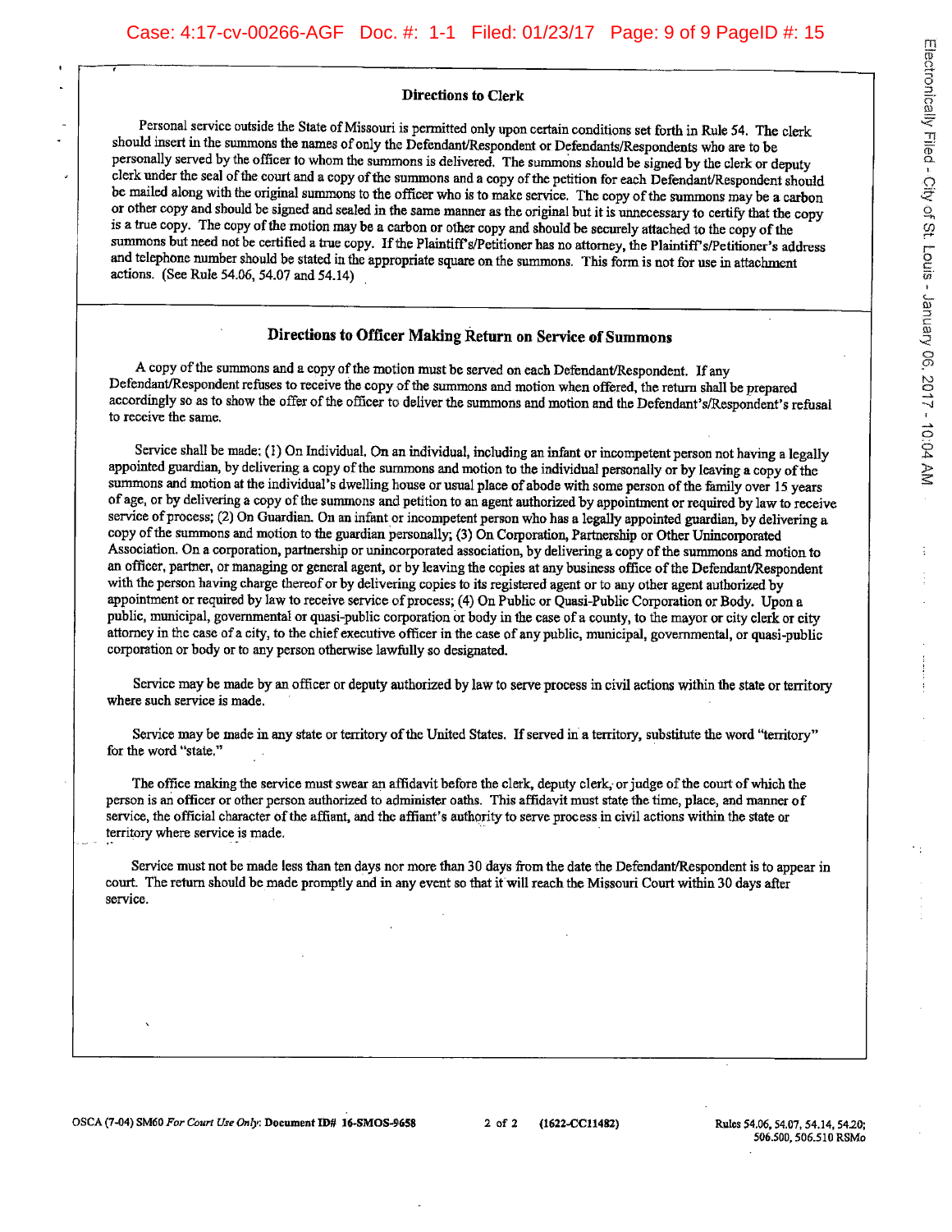## Directions to Clerk

Personal service outside the State of Missouri is permitted only upon certain conditions set forth in Rule 54. The clerk should insert in the summons the names of only the Defendant/Respondent or Defendants/Respondents who are to be personally served by the officer to whom the summons is delivered. The summons should be signed by the clerk or deputy clerk under the seal of the court and a copy of the summons and a copy of the petition for each Defendant/Respondent should be mailed along with the original summons to the officer who is to make service. The copy of the summons may be a carbon or other copy and should be signed and sealed in the same manner as the original but it is unnecessary to certify that the copy is a true copy. The copy of the motion may be a carbon or other copy and should be securely attached to the copy of the summons but need not be certified a true copy. If the Plaintiff's/Petitioner has no attorney, the Plaintiff's/Petitioner's address and telephone number should be stated in the appropriate square on the summons. This form is not for use in attachment actions. (See Rule 54.06, 54.07 and 54.14)

## Directions to Officer Making Return on Service of Summons

A copy of the summons and a copy of the motion must be served on each Defendant/Respondent. If any Defendant/Respondent refuses to receive the copy of the summons and motion when offered, the return shall be prepared accordingly so as to show the offer of the officer to deliver the summons and motion and the Defendant's/Respondent's refusal to receive the same.

Service shall be made: (1) On Individual. On an individual, including an infant or incompetent person not having a legally appointed guardian, by delivering a copy of the summons and motion to the individual personally or by leaving a copy of the summons and motion at the individual's dwelling house or usual place of abode with some person of the family over 15 years of age, or by delivering a copy of the summons and petition to an agent authorized by appointment or required by law to receive service of process; (2) On Guardian. On an infant or incompetent person who has a legally appointed guardian, by delivering a copy of the summons and motion to the guardian personally; (3) On Corporation, Partnership or Other Unincorporated Association. On a corporation, partnership or unincorporated association, by delivering a copy of the summons and motion to an officer, partner, or managing or general agent, or by leaving the copies at any business office of the Defendant/Respondent with the person having charge thereof or by delivering copies to its registered agent or to any other agent authorized by appointment or required by law to receive service of process; (4) On Public or Quasi-Public Corporation or Body. Upon a public, municipal, governmental or quasi-public corporation or body in the case of a county, to the mayor or city clerk or city attorney in the case of a city, to the chief executive officer in the case of any public, municipal, governmental, or quasi-public corporation or body or to any person otherwise lawfully so designated.

Service may be made by an officer or deputy authorized by law to serve process in civil actions within the state or territory where such service is made.

Service may be made in any state or territory of the United States. If served in a territory, substitute the word "territory" for the word "state."

The office making the service must swear an affidavit before the clerk, deputy clerk, or judge of the court of which the person is an officer or other person authorized to administer oaths. This affidavit must state the time, place, and manner of service, the official character of the affiant, and the affiant's authority to serve process in civil actions within the state or territory where service is made.

Service must not be made less than ten days nor more than 30 days from the date the Defendant/Respondent is to appear in court. The return should be made promptly and in any event so that it will reach the Missouri Court within 30 days after service.

OSCA (7-04) SM60 *For Court Use Only*: **Document ID# 16-SMOS-9658** (1622-CC11482) Rules 54.06, 54.07, 54.14, 54.20; 506.500, 506.510 RSMo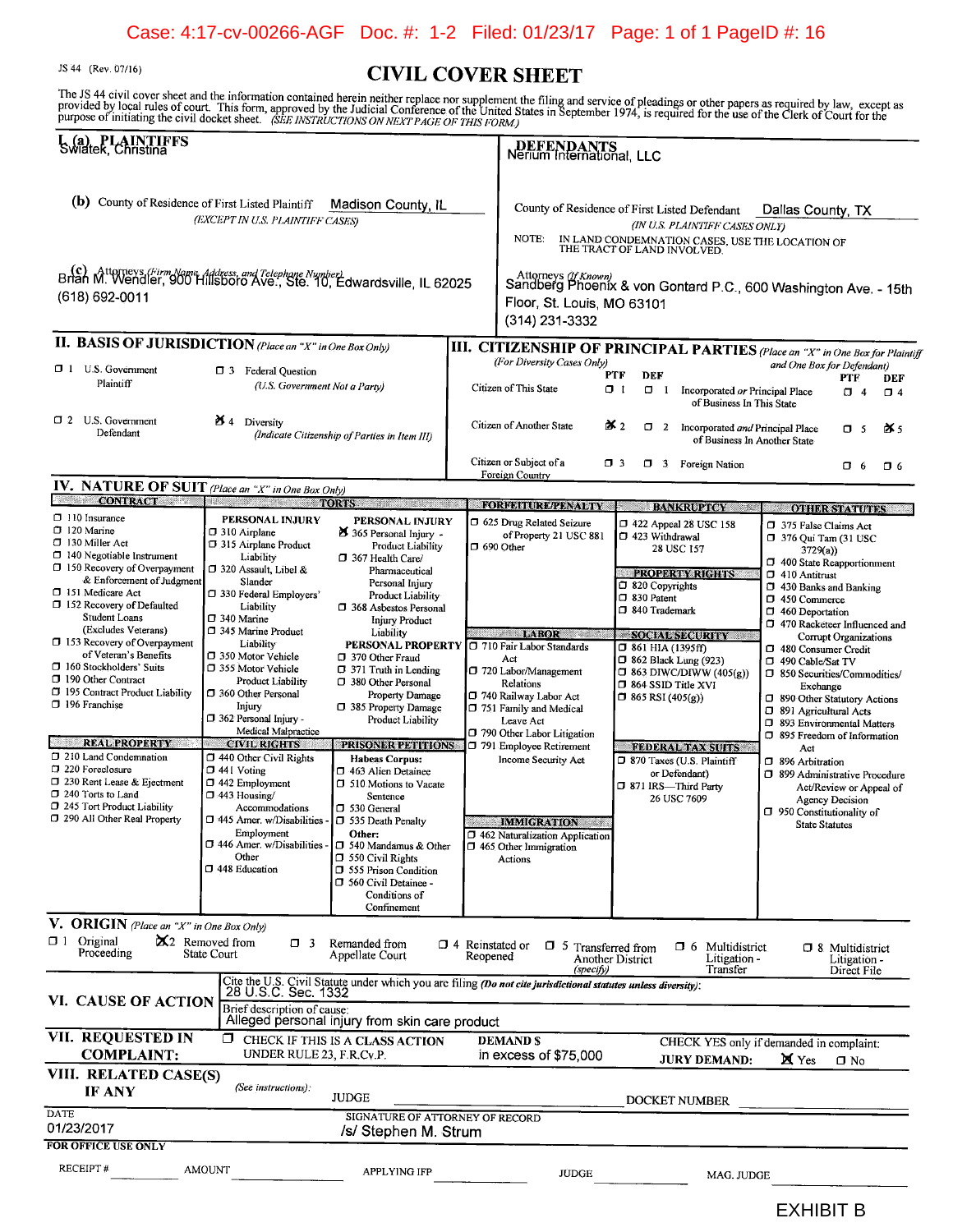Case: 4:17-cv-00266-AGF Doc. #: 1-2 Filed: 01/23/17 Page: 1 of 1 PageID #: 16

JS 44 (Rev. 07/16)

# CIVIL COVER SHEET

The JS 44 civil cover sheet and the information contained herein neither replace nor supplement the filing and service of pleadings or other papers as required by law, except as provided by local rules of court. This form, approved by the Judicial Conference of the United States in September 1974, is required for the use of the Clerk of Court for the purpose of initiating the civil docket sheet. *(SEE INSTRUCTIONS ON NEXT PAGE OF THIS FORM.)*

**I. (a) PLAINTIFFS**
Swiatek, Christina

**DEFENDANTS**
Nerium International, LLC

**(b)** County of Residence of First Listed Plaintiff: Madison County, IL
*(EXCEPT IN U.S. PLAINTIFF CASES)*

County of Residence of First Listed Defendant: Dallas County, TX
*(IN U.S. PLAINTIFF CASES ONLY)*
NOTE: IN LAND CONDEMNATION CASES, USE THE LOCATION OF THE TRACT OF LAND INVOLVED.

**(c)** Attorneys *(Firm Name, Address, and Telephone Number)*
Brian M. Wendler, 900 Hillsboro Ave., Ste. 10, Edwardsville, IL 62025
(618) 692-0011

Attorneys *(If Known)*
Sandberg Phoenix & von Gontard P.C., 600 Washington Ave. - 15th Floor, St. Louis, MO 63101
(314) 231-3332

**II. BASIS OF JURISDICTION** *(Place an "X" in One Box Only)*

- ☐ 1 U.S. Government Plaintiff
- ☐ 3 Federal Question *(U.S. Government Not a Party)*
- ☐ 2 U.S. Government Defendant
- ☒ 4 Diversity *(Indicate Citizenship of Parties in Item III)*

**III. CITIZENSHIP OF PRINCIPAL PARTIES** *(Place an "X" in One Box for Plaintiff and One Box for Defendant)* *(For Diversity Cases Only)*

| | PTF | DEF | | PTF | DEF |
|---|---|---|---|---|---|
| Citizen of This State | ☐ 1 | ☐ 1 | Incorporated *or* Principal Place of Business In This State | ☐ 4 | ☐ 4 |
| Citizen of Another State | ☒ 2 | ☐ 2 | Incorporated *and* Principal Place of Business In Another State | ☐ 5 | ☒ 5 |
| Citizen or Subject of a Foreign Country | ☐ 3 | ☐ 3 | Foreign Nation | ☐ 6 | ☐ 6 |

**IV. NATURE OF SUIT** *(Place an "X" in One Box Only)*

**CONTRACT**
- ☐ 110 Insurance
- ☐ 120 Marine
- ☐ 130 Miller Act
- ☐ 140 Negotiable Instrument
- ☐ 150 Recovery of Overpayment & Enforcement of Judgment
- ☐ 151 Medicare Act
- ☐ 152 Recovery of Defaulted Student Loans (Excludes Veterans)
- ☐ 153 Recovery of Overpayment of Veteran's Benefits
- ☐ 160 Stockholders' Suits
- ☐ 190 Other Contract
- ☐ 195 Contract Product Liability
- ☐ 196 Franchise

**REAL PROPERTY**
- ☐ 210 Land Condemnation
- ☐ 220 Foreclosure
- ☐ 230 Rent Lease & Ejectment
- ☐ 240 Torts to Land
- ☐ 245 Tort Product Liability
- ☐ 290 All Other Real Property

**TORTS**

PERSONAL INJURY
- ☐ 310 Airplane
- ☐ 315 Airplane Product Liability
- ☐ 320 Assault, Libel & Slander
- ☐ 330 Federal Employers' Liability
- ☐ 340 Marine
- ☐ 345 Marine Product Liability
- ☐ 350 Motor Vehicle
- ☐ 355 Motor Vehicle Product Liability
- ☐ 360 Other Personal Injury
- ☐ 362 Personal Injury - Medical Malpractice

PERSONAL INJURY
- ☒ 365 Personal Injury - Product Liability
- ☐ 367 Health Care/ Pharmaceutical Personal Injury Product Liability
- ☐ 368 Asbestos Personal Injury Product Liability

PERSONAL PROPERTY
- ☐ 370 Other Fraud
- ☐ 371 Truth in Lending
- ☐ 380 Other Personal Property Damage
- ☐ 385 Property Damage Product Liability

**CIVIL RIGHTS**
- ☐ 440 Other Civil Rights
- ☐ 441 Voting
- ☐ 442 Employment
- ☐ 443 Housing/ Accommodations
- ☐ 445 Amer. w/Disabilities - Employment
- ☐ 446 Amer. w/Disabilities - Other
- ☐ 448 Education

**PRISONER PETITIONS**

Habeas Corpus:
- ☐ 463 Alien Detainee
- ☐ 510 Motions to Vacate Sentence
- ☐ 530 General
- ☐ 535 Death Penalty

Other:
- ☐ 540 Mandamus & Other
- ☐ 550 Civil Rights
- ☐ 555 Prison Condition
- ☐ 560 Civil Detainee - Conditions of Confinement

**FORFEITURE/PENALTY**
- ☐ 625 Drug Related Seizure of Property 21 USC 881
- ☐ 690 Other

**LABOR**
- ☐ 710 Fair Labor Standards Act
- ☐ 720 Labor/Management Relations
- ☐ 740 Railway Labor Act
- ☐ 751 Family and Medical Leave Act
- ☐ 790 Other Labor Litigation
- ☐ 791 Employee Retirement Income Security Act

**IMMIGRATION**
- ☐ 462 Naturalization Application
- ☐ 465 Other Immigration Actions

**BANKRUPTCY**
- ☐ 422 Appeal 28 USC 158
- ☐ 423 Withdrawal 28 USC 157

**PROPERTY RIGHTS**
- ☐ 820 Copyrights
- ☐ 830 Patent
- ☐ 840 Trademark

**SOCIAL SECURITY**
- ☐ 861 HIA (1395ff)
- ☐ 862 Black Lung (923)
- ☐ 863 DIWC/DIWW (405(g))
- ☐ 864 SSID Title XVI
- ☐ 865 RSI (405(g))

**FEDERAL TAX SUITS**
- ☐ 870 Taxes (U.S. Plaintiff or Defendant)
- ☐ 871 IRS—Third Party 26 USC 7609

**OTHER STATUTES**
- ☐ 375 False Claims Act
- ☐ 376 Qui Tam (31 USC 3729(a))
- ☐ 400 State Reapportionment
- ☐ 410 Antitrust
- ☐ 430 Banks and Banking
- ☐ 450 Commerce
- ☐ 460 Deportation
- ☐ 470 Racketeer Influenced and Corrupt Organizations
- ☐ 480 Consumer Credit
- ☐ 490 Cable/Sat TV
- ☐ 850 Securities/Commodities/ Exchange
- ☐ 890 Other Statutory Actions
- ☐ 891 Agricultural Acts
- ☐ 893 Environmental Matters
- ☐ 895 Freedom of Information Act
- ☐ 896 Arbitration
- ☐ 899 Administrative Procedure Act/Review or Appeal of Agency Decision
- ☐ 950 Constitutionality of State Statutes

**V. ORIGIN** *(Place an "X" in One Box Only)*

- ☐ 1 Original Proceeding
- ☒ 2 Removed from State Court
- ☐ 3 Remanded from Appellate Court
- ☐ 4 Reinstated or Reopened
- ☐ 5 Transferred from Another District *(specify)*
- ☐ 6 Multidistrict Litigation - Transfer
- ☐ 8 Multidistrict Litigation - Direct File

**VI. CAUSE OF ACTION**
Cite the U.S. Civil Statute under which you are filing *(Do not cite jurisdictional statutes unless diversity)*:
28 U.S.C. Sec. 1332
Brief description of cause:
Alleged personal injury from skin care product

**VII. REQUESTED IN COMPLAINT:**
☐ CHECK IF THIS IS A CLASS ACTION UNDER RULE 23, F.R.Cv.P.
**DEMAND $** in excess of $75,000
CHECK YES only if demanded in complaint:
**JURY DEMAND:** ☒ Yes ☐ No

**VIII. RELATED CASE(S) IF ANY** *(See instructions)*:
JUDGE ________ DOCKET NUMBER ________

DATE: 01/23/2017
SIGNATURE OF ATTORNEY OF RECORD: /s/ Stephen M. Strum

**FOR OFFICE USE ONLY**

RECEIPT # ________ AMOUNT ________ APPLYING IFP ________ JUDGE ________ MAG. JUDGE ________

EXHIBIT B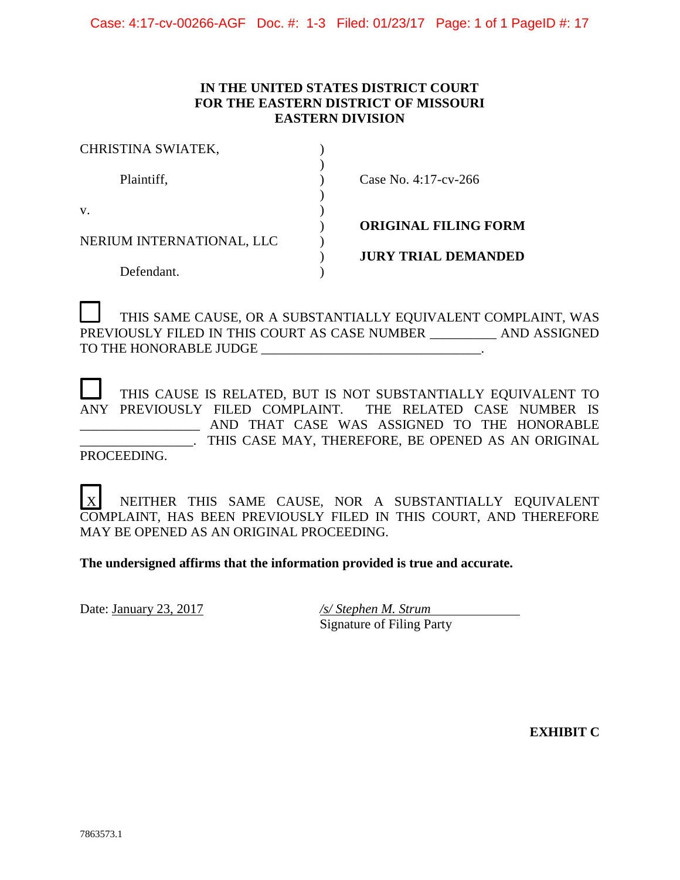**IN THE UNITED STATES DISTRICT COURT**
**FOR THE EASTERN DISTRICT OF MISSOURI**
**EASTERN DIVISION**

| | | |
|---|---|---|
| CHRISTINA SWIATEK, | ) | |
| | ) | |
| Plaintiff, | ) | Case No. 4:17-cv-266 |
| | ) | |
| v. | ) | |
| | ) | **ORIGINAL FILING FORM** |
| NERIUM INTERNATIONAL, LLC | ) | |
| | ) | **JURY TRIAL DEMANDED** |
| Defendant. | ) | |

☐ THIS SAME CAUSE, OR A SUBSTANTIALLY EQUIVALENT COMPLAINT, WAS PREVIOUSLY FILED IN THIS COURT AS CASE NUMBER __________ AND ASSIGNED TO THE HONORABLE JUDGE _________________________________.

☐ THIS CAUSE IS RELATED, BUT IS NOT SUBSTANTIALLY EQUIVALENT TO ANY PREVIOUSLY FILED COMPLAINT. THE RELATED CASE NUMBER IS __________________ AND THAT CASE WAS ASSIGNED TO THE HONORABLE _________________. THIS CASE MAY, THEREFORE, BE OPENED AS AN ORIGINAL PROCEEDING.

☒ NEITHER THIS SAME CAUSE, NOR A SUBSTANTIALLY EQUIVALENT COMPLAINT, HAS BEEN PREVIOUSLY FILED IN THIS COURT, AND THEREFORE MAY BE OPENED AS AN ORIGINAL PROCEEDING.

**The undersigned affirms that the information provided is true and accurate.**

Date: January 23, 2017

*/s/ Stephen M. Strum*
Signature of Filing Party

**EXHIBIT C**

7863573.1